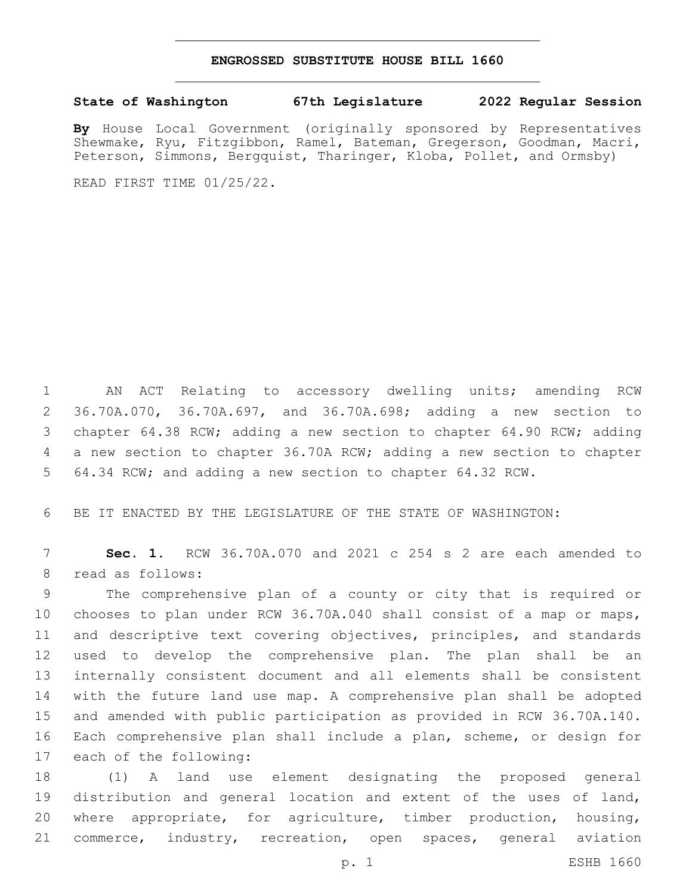# ENGROSSED SUBSTITUTE HOUSE BILL 1660

**State of Washington 67th Legislature 2022 Regular Session**

**By** House Local Government (originally sponsored by Representatives Shewmake, Ryu, Fitzgibbon, Ramel, Bateman, Gregerson, Goodman, Macri, Peterson, Simmons, Bergquist, Tharinger, Kloba, Pollet, and Ormsby)

READ FIRST TIME 01/25/22.

AN ACT Relating to accessory dwelling units; amending RCW 36.70A.070, 36.70A.697, and 36.70A.698; adding a new section to chapter 64.38 RCW; adding a new section to chapter 64.90 RCW; adding a new section to chapter 36.70A RCW; adding a new section to chapter 64.34 RCW; and adding a new section to chapter 64.32 RCW.

BE IT ENACTED BY THE LEGISLATURE OF THE STATE OF WASHINGTON:

**Sec. 1.** RCW 36.70A.070 and 2021 c 254 s 2 are each amended to read as follows:

The comprehensive plan of a county or city that is required or chooses to plan under RCW 36.70A.040 shall consist of a map or maps, and descriptive text covering objectives, principles, and standards used to develop the comprehensive plan. The plan shall be an internally consistent document and all elements shall be consistent with the future land use map. A comprehensive plan shall be adopted and amended with public participation as provided in RCW 36.70A.140. Each comprehensive plan shall include a plan, scheme, or design for each of the following:

(1) A land use element designating the proposed general distribution and general location and extent of the uses of land, where appropriate, for agriculture, timber production, housing, commerce, industry, recreation, open spaces, general aviation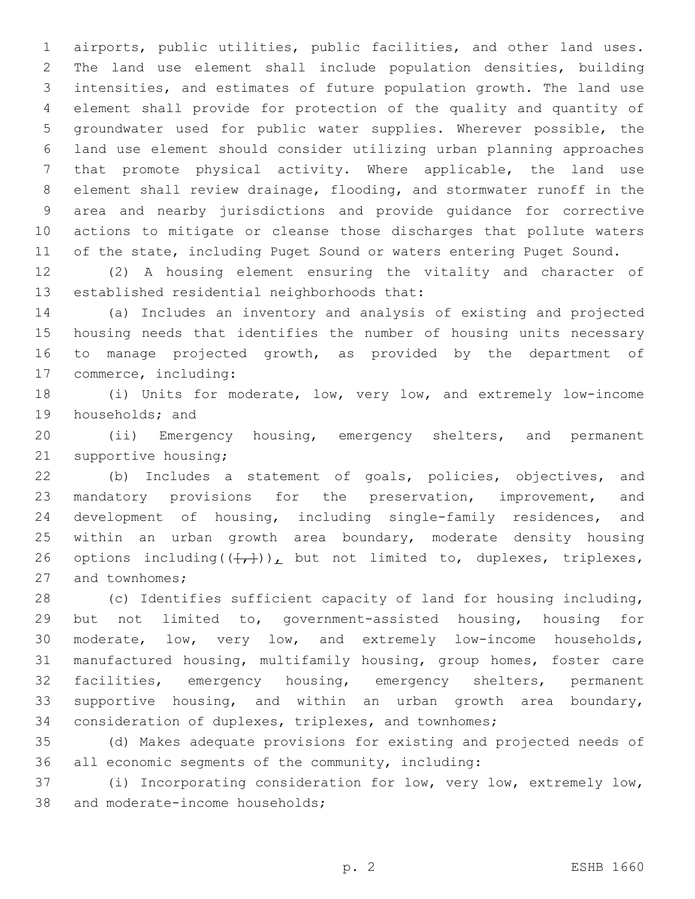airports, public utilities, public facilities, and other land uses. The land use element shall include population densities, building intensities, and estimates of future population growth. The land use element shall provide for protection of the quality and quantity of groundwater used for public water supplies. Wherever possible, the land use element should consider utilizing urban planning approaches that promote physical activity. Where applicable, the land use element shall review drainage, flooding, and stormwater runoff in the area and nearby jurisdictions and provide guidance for corrective actions to mitigate or cleanse those discharges that pollute waters of the state, including Puget Sound or waters entering Puget Sound.

(2) A housing element ensuring the vitality and character of established residential neighborhoods that:

(a) Includes an inventory and analysis of existing and projected housing needs that identifies the number of housing units necessary to manage projected growth, as provided by the department of commerce, including:

(i) Units for moderate, low, very low, and extremely low-income households; and

(ii) Emergency housing, emergency shelters, and permanent supportive housing;

(b) Includes a statement of goals, policies, objectives, and mandatory provisions for the preservation, improvement, and development of housing, including single-family residences, and within an urban growth area boundary, moderate density housing options including((~~[,]~~)), but not limited to, duplexes, triplexes, and townhomes;

(c) Identifies sufficient capacity of land for housing including, but not limited to, government-assisted housing, housing for moderate, low, very low, and extremely low-income households, manufactured housing, multifamily housing, group homes, foster care facilities, emergency housing, emergency shelters, permanent supportive housing, and within an urban growth area boundary, consideration of duplexes, triplexes, and townhomes;

(d) Makes adequate provisions for existing and projected needs of all economic segments of the community, including:

(i) Incorporating consideration for low, very low, extremely low, and moderate-income households;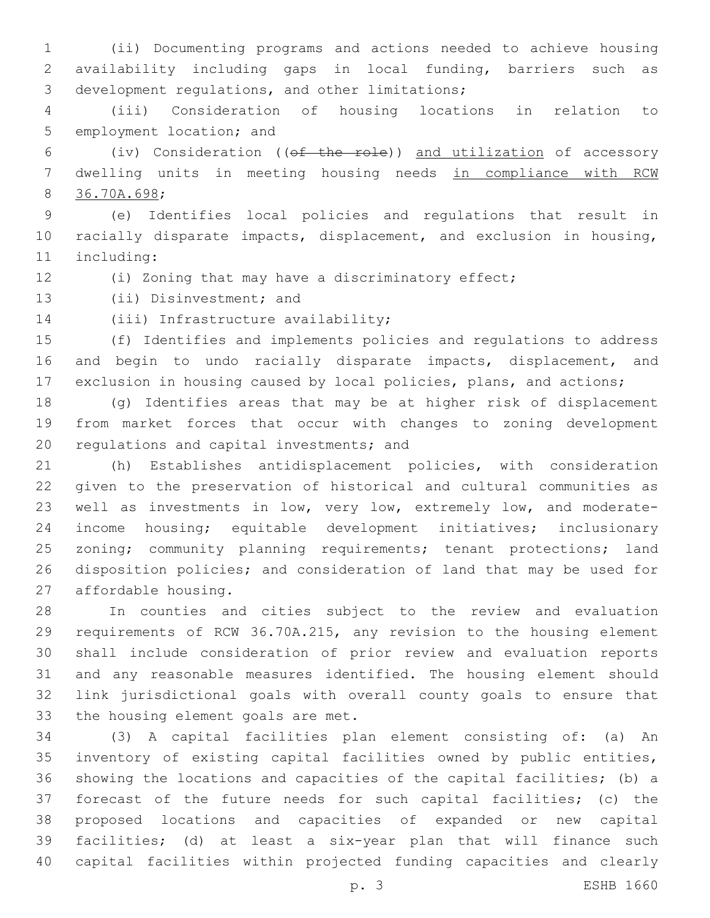(ii) Documenting programs and actions needed to achieve housing availability including gaps in local funding, barriers such as development regulations, and other limitations;

(iii) Consideration of housing locations in relation to employment location; and

(iv) Consideration ((~~of the role~~)) <u>and utilization</u> of accessory dwelling units in meeting housing needs <u>in compliance with RCW 36.70A.698</u>;

(e) Identifies local policies and regulations that result in racially disparate impacts, displacement, and exclusion in housing, including:

(i) Zoning that may have a discriminatory effect;

(ii) Disinvestment; and

(iii) Infrastructure availability;

(f) Identifies and implements policies and regulations to address and begin to undo racially disparate impacts, displacement, and exclusion in housing caused by local policies, plans, and actions;

(g) Identifies areas that may be at higher risk of displacement from market forces that occur with changes to zoning development regulations and capital investments; and

(h) Establishes antidisplacement policies, with consideration given to the preservation of historical and cultural communities as well as investments in low, very low, extremely low, and moderate-income housing; equitable development initiatives; inclusionary zoning; community planning requirements; tenant protections; land disposition policies; and consideration of land that may be used for affordable housing.

In counties and cities subject to the review and evaluation requirements of RCW 36.70A.215, any revision to the housing element shall include consideration of prior review and evaluation reports and any reasonable measures identified. The housing element should link jurisdictional goals with overall county goals to ensure that the housing element goals are met.

(3) A capital facilities plan element consisting of: (a) An inventory of existing capital facilities owned by public entities, showing the locations and capacities of the capital facilities; (b) a forecast of the future needs for such capital facilities; (c) the proposed locations and capacities of expanded or new capital facilities; (d) at least a six-year plan that will finance such capital facilities within projected funding capacities and clearly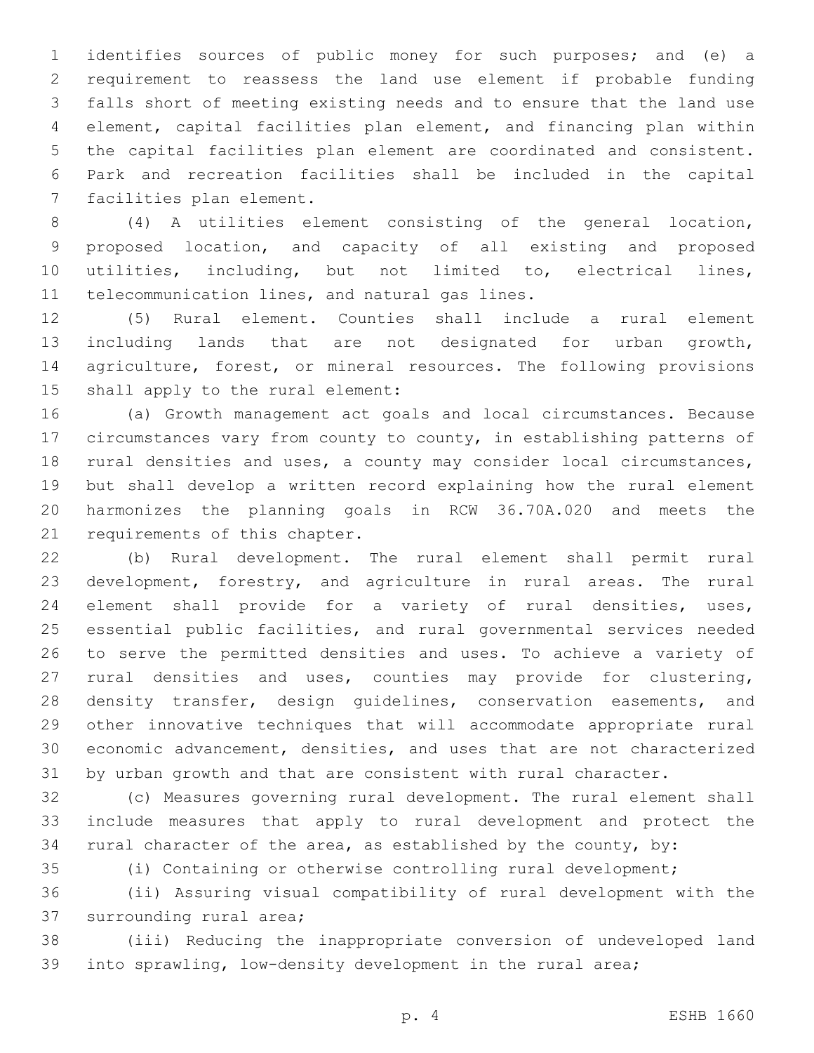identifies sources of public money for such purposes; and (e) a requirement to reassess the land use element if probable funding falls short of meeting existing needs and to ensure that the land use element, capital facilities plan element, and financing plan within the capital facilities plan element are coordinated and consistent. Park and recreation facilities shall be included in the capital facilities plan element.

(4) A utilities element consisting of the general location, proposed location, and capacity of all existing and proposed utilities, including, but not limited to, electrical lines, telecommunication lines, and natural gas lines.

(5) Rural element. Counties shall include a rural element including lands that are not designated for urban growth, agriculture, forest, or mineral resources. The following provisions shall apply to the rural element:

(a) Growth management act goals and local circumstances. Because circumstances vary from county to county, in establishing patterns of rural densities and uses, a county may consider local circumstances, but shall develop a written record explaining how the rural element harmonizes the planning goals in RCW 36.70A.020 and meets the requirements of this chapter.

(b) Rural development. The rural element shall permit rural development, forestry, and agriculture in rural areas. The rural element shall provide for a variety of rural densities, uses, essential public facilities, and rural governmental services needed to serve the permitted densities and uses. To achieve a variety of rural densities and uses, counties may provide for clustering, density transfer, design guidelines, conservation easements, and other innovative techniques that will accommodate appropriate rural economic advancement, densities, and uses that are not characterized by urban growth and that are consistent with rural character.

(c) Measures governing rural development. The rural element shall include measures that apply to rural development and protect the rural character of the area, as established by the county, by:

(i) Containing or otherwise controlling rural development;

(ii) Assuring visual compatibility of rural development with the surrounding rural area;

(iii) Reducing the inappropriate conversion of undeveloped land into sprawling, low-density development in the rural area;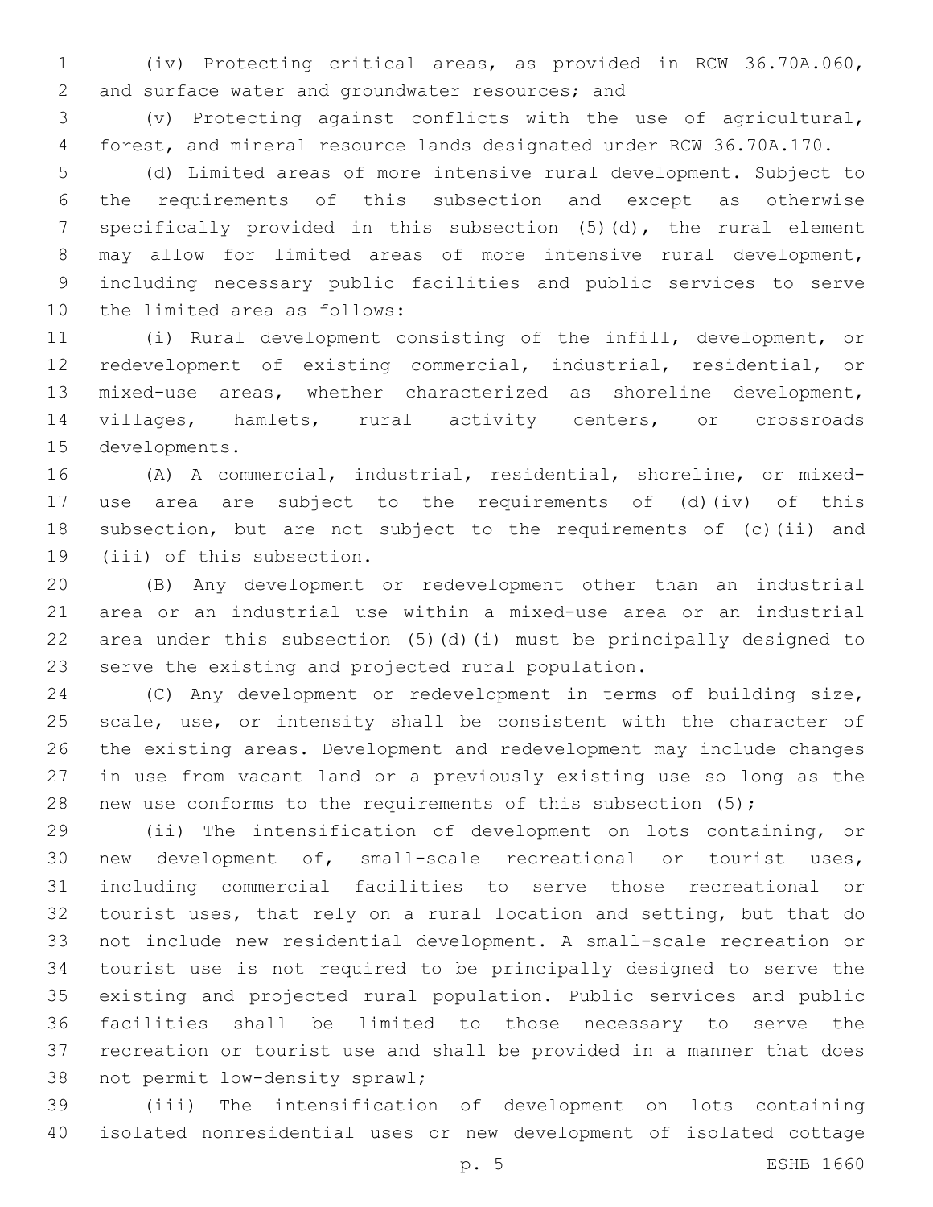(iv) Protecting critical areas, as provided in RCW 36.70A.060, and surface water and groundwater resources; and

(v) Protecting against conflicts with the use of agricultural, forest, and mineral resource lands designated under RCW 36.70A.170.

(d) Limited areas of more intensive rural development. Subject to the requirements of this subsection and except as otherwise specifically provided in this subsection (5)(d), the rural element may allow for limited areas of more intensive rural development, including necessary public facilities and public services to serve the limited area as follows:

(i) Rural development consisting of the infill, development, or redevelopment of existing commercial, industrial, residential, or mixed-use areas, whether characterized as shoreline development, villages, hamlets, rural activity centers, or crossroads developments.

(A) A commercial, industrial, residential, shoreline, or mixed-use area are subject to the requirements of (d)(iv) of this subsection, but are not subject to the requirements of (c)(ii) and (iii) of this subsection.

(B) Any development or redevelopment other than an industrial area or an industrial use within a mixed-use area or an industrial area under this subsection (5)(d)(i) must be principally designed to serve the existing and projected rural population.

(C) Any development or redevelopment in terms of building size, scale, use, or intensity shall be consistent with the character of the existing areas. Development and redevelopment may include changes in use from vacant land or a previously existing use so long as the new use conforms to the requirements of this subsection (5);

(ii) The intensification of development on lots containing, or new development of, small-scale recreational or tourist uses, including commercial facilities to serve those recreational or tourist uses, that rely on a rural location and setting, but that do not include new residential development. A small-scale recreation or tourist use is not required to be principally designed to serve the existing and projected rural population. Public services and public facilities shall be limited to those necessary to serve the recreation or tourist use and shall be provided in a manner that does not permit low-density sprawl;

(iii) The intensification of development on lots containing isolated nonresidential uses or new development of isolated cottage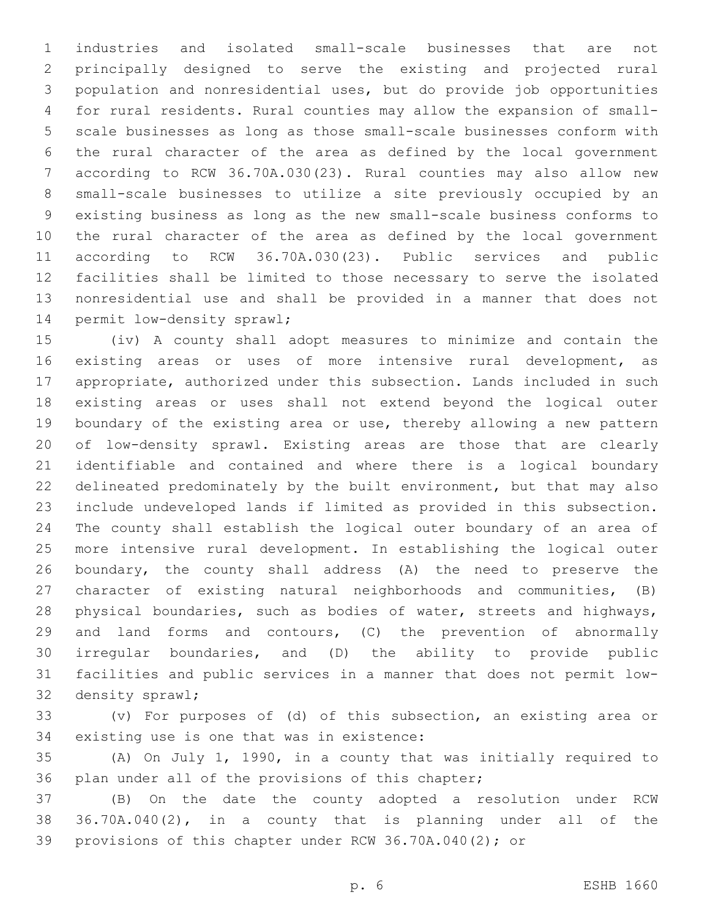industries and isolated small-scale businesses that are not principally designed to serve the existing and projected rural population and nonresidential uses, but do provide job opportunities for rural residents. Rural counties may allow the expansion of small-scale businesses as long as those small-scale businesses conform with the rural character of the area as defined by the local government according to RCW 36.70A.030(23). Rural counties may also allow new small-scale businesses to utilize a site previously occupied by an existing business as long as the new small-scale business conforms to the rural character of the area as defined by the local government according to RCW 36.70A.030(23). Public services and public facilities shall be limited to those necessary to serve the isolated nonresidential use and shall be provided in a manner that does not permit low-density sprawl;

(iv) A county shall adopt measures to minimize and contain the existing areas or uses of more intensive rural development, as appropriate, authorized under this subsection. Lands included in such existing areas or uses shall not extend beyond the logical outer boundary of the existing area or use, thereby allowing a new pattern of low-density sprawl. Existing areas are those that are clearly identifiable and contained and where there is a logical boundary delineated predominately by the built environment, but that may also include undeveloped lands if limited as provided in this subsection. The county shall establish the logical outer boundary of an area of more intensive rural development. In establishing the logical outer boundary, the county shall address (A) the need to preserve the character of existing natural neighborhoods and communities, (B) physical boundaries, such as bodies of water, streets and highways, and land forms and contours, (C) the prevention of abnormally irregular boundaries, and (D) the ability to provide public facilities and public services in a manner that does not permit low-density sprawl;

(v) For purposes of (d) of this subsection, an existing area or existing use is one that was in existence:

(A) On July 1, 1990, in a county that was initially required to plan under all of the provisions of this chapter;

(B) On the date the county adopted a resolution under RCW 36.70A.040(2), in a county that is planning under all of the provisions of this chapter under RCW 36.70A.040(2); or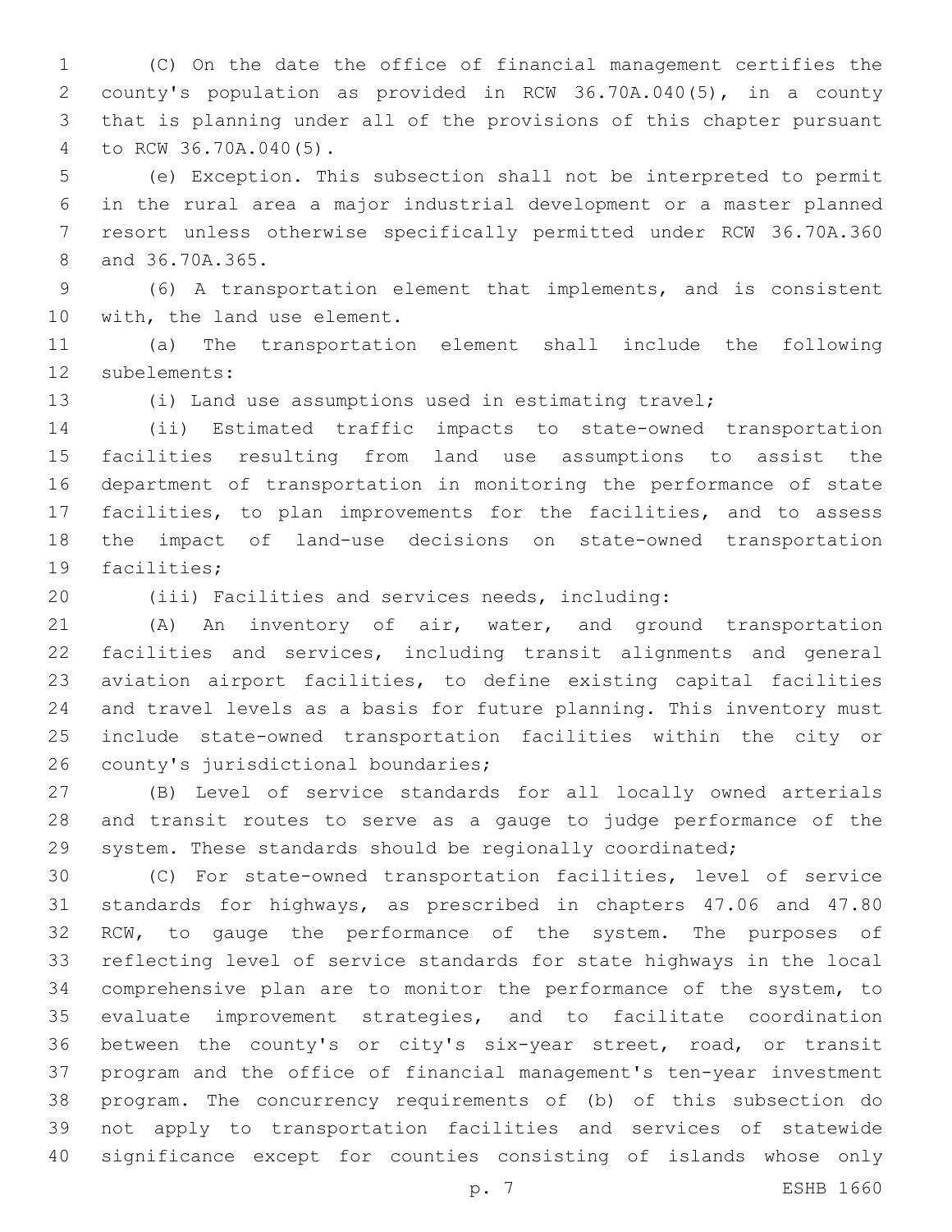(C) On the date the office of financial management certifies the county's population as provided in RCW 36.70A.040(5), in a county that is planning under all of the provisions of this chapter pursuant to RCW 36.70A.040(5).

(e) Exception. This subsection shall not be interpreted to permit in the rural area a major industrial development or a master planned resort unless otherwise specifically permitted under RCW 36.70A.360 and 36.70A.365.

(6) A transportation element that implements, and is consistent with, the land use element.

(a) The transportation element shall include the following subelements:

(i) Land use assumptions used in estimating travel;

(ii) Estimated traffic impacts to state-owned transportation facilities resulting from land use assumptions to assist the department of transportation in monitoring the performance of state facilities, to plan improvements for the facilities, and to assess the impact of land-use decisions on state-owned transportation facilities;

(iii) Facilities and services needs, including:

(A) An inventory of air, water, and ground transportation facilities and services, including transit alignments and general aviation airport facilities, to define existing capital facilities and travel levels as a basis for future planning. This inventory must include state-owned transportation facilities within the city or county's jurisdictional boundaries;

(B) Level of service standards for all locally owned arterials and transit routes to serve as a gauge to judge performance of the system. These standards should be regionally coordinated;

(C) For state-owned transportation facilities, level of service standards for highways, as prescribed in chapters 47.06 and 47.80 RCW, to gauge the performance of the system. The purposes of reflecting level of service standards for state highways in the local comprehensive plan are to monitor the performance of the system, to evaluate improvement strategies, and to facilitate coordination between the county's or city's six-year street, road, or transit program and the office of financial management's ten-year investment program. The concurrency requirements of (b) of this subsection do not apply to transportation facilities and services of statewide significance except for counties consisting of islands whose only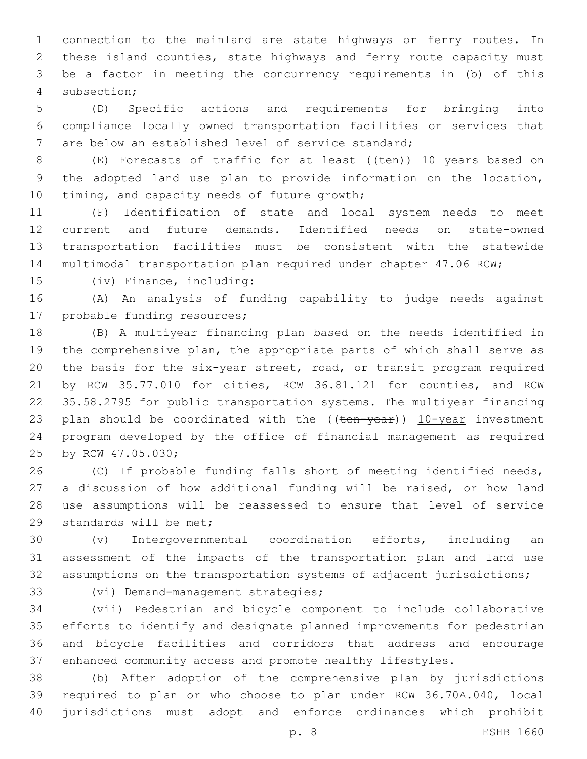connection to the mainland are state highways or ferry routes. In these island counties, state highways and ferry route capacity must be a factor in meeting the concurrency requirements in (b) of this subsection;

(D) Specific actions and requirements for bringing into compliance locally owned transportation facilities or services that are below an established level of service standard;

(E) Forecasts of traffic for at least ((~~ten~~)) <u>10</u> years based on the adopted land use plan to provide information on the location, timing, and capacity needs of future growth;

(F) Identification of state and local system needs to meet current and future demands. Identified needs on state-owned transportation facilities must be consistent with the statewide multimodal transportation plan required under chapter 47.06 RCW;

(iv) Finance, including:

(A) An analysis of funding capability to judge needs against probable funding resources;

(B) A multiyear financing plan based on the needs identified in the comprehensive plan, the appropriate parts of which shall serve as the basis for the six-year street, road, or transit program required by RCW 35.77.010 for cities, RCW 36.81.121 for counties, and RCW 35.58.2795 for public transportation systems. The multiyear financing plan should be coordinated with the ((~~ten-year~~)) <u>10-year</u> investment program developed by the office of financial management as required by RCW 47.05.030;

(C) If probable funding falls short of meeting identified needs, a discussion of how additional funding will be raised, or how land use assumptions will be reassessed to ensure that level of service standards will be met;

(v) Intergovernmental coordination efforts, including an assessment of the impacts of the transportation plan and land use assumptions on the transportation systems of adjacent jurisdictions;

(vi) Demand-management strategies;

(vii) Pedestrian and bicycle component to include collaborative efforts to identify and designate planned improvements for pedestrian and bicycle facilities and corridors that address and encourage enhanced community access and promote healthy lifestyles.

(b) After adoption of the comprehensive plan by jurisdictions required to plan or who choose to plan under RCW 36.70A.040, local jurisdictions must adopt and enforce ordinances which prohibit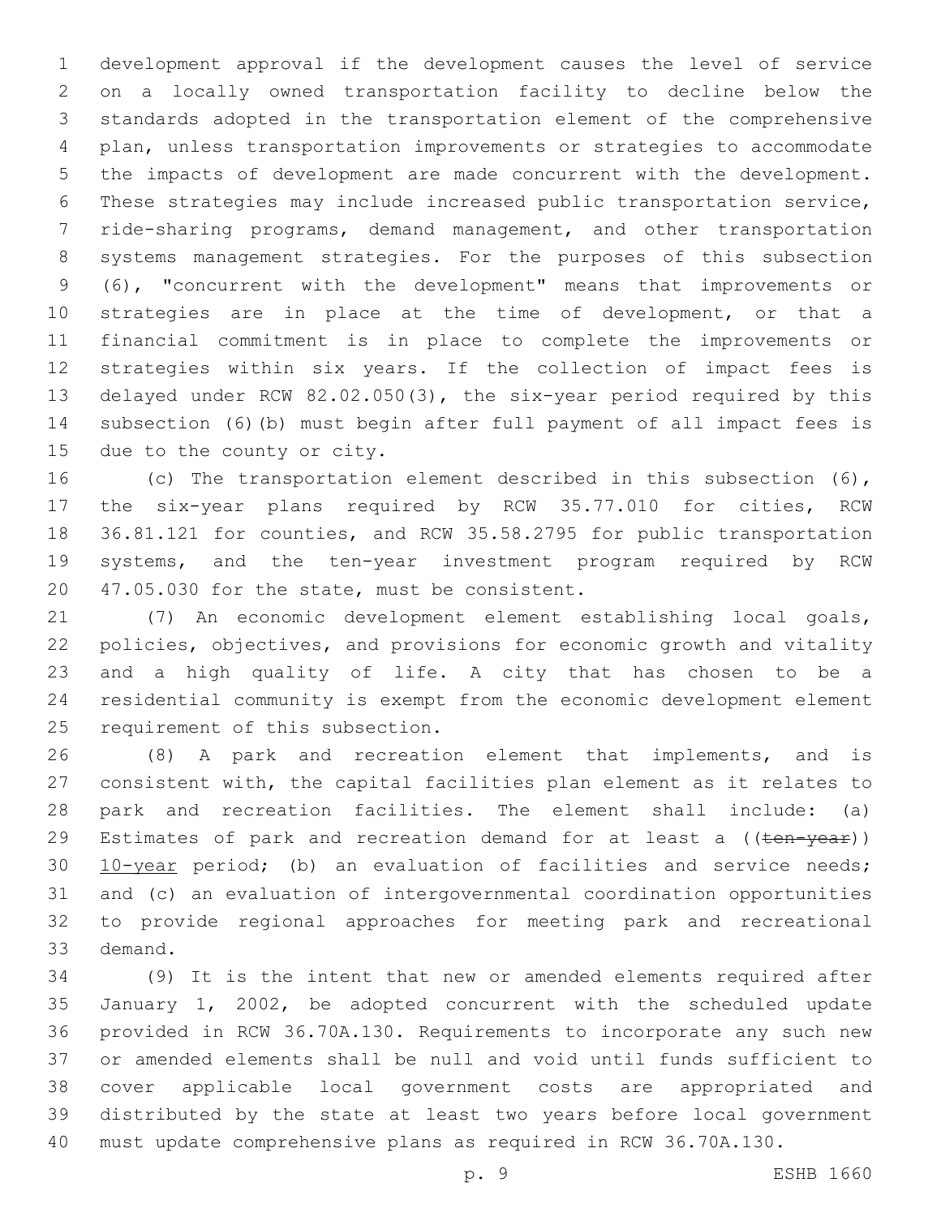development approval if the development causes the level of service on a locally owned transportation facility to decline below the standards adopted in the transportation element of the comprehensive plan, unless transportation improvements or strategies to accommodate the impacts of development are made concurrent with the development. These strategies may include increased public transportation service, ride-sharing programs, demand management, and other transportation systems management strategies. For the purposes of this subsection (6), "concurrent with the development" means that improvements or strategies are in place at the time of development, or that a financial commitment is in place to complete the improvements or strategies within six years. If the collection of impact fees is delayed under RCW 82.02.050(3), the six-year period required by this subsection (6)(b) must begin after full payment of all impact fees is due to the county or city.

(c) The transportation element described in this subsection (6), the six-year plans required by RCW 35.77.010 for cities, RCW 36.81.121 for counties, and RCW 35.58.2795 for public transportation systems, and the ten-year investment program required by RCW 47.05.030 for the state, must be consistent.

(7) An economic development element establishing local goals, policies, objectives, and provisions for economic growth and vitality and a high quality of life. A city that has chosen to be a residential community is exempt from the economic development element requirement of this subsection.

(8) A park and recreation element that implements, and is consistent with, the capital facilities plan element as it relates to park and recreation facilities. The element shall include: (a) Estimates of park and recreation demand for at least a ((~~ten-year~~)) <u>10-year</u> period; (b) an evaluation of facilities and service needs; and (c) an evaluation of intergovernmental coordination opportunities to provide regional approaches for meeting park and recreational demand.

(9) It is the intent that new or amended elements required after January 1, 2002, be adopted concurrent with the scheduled update provided in RCW 36.70A.130. Requirements to incorporate any such new or amended elements shall be null and void until funds sufficient to cover applicable local government costs are appropriated and distributed by the state at least two years before local government must update comprehensive plans as required in RCW 36.70A.130.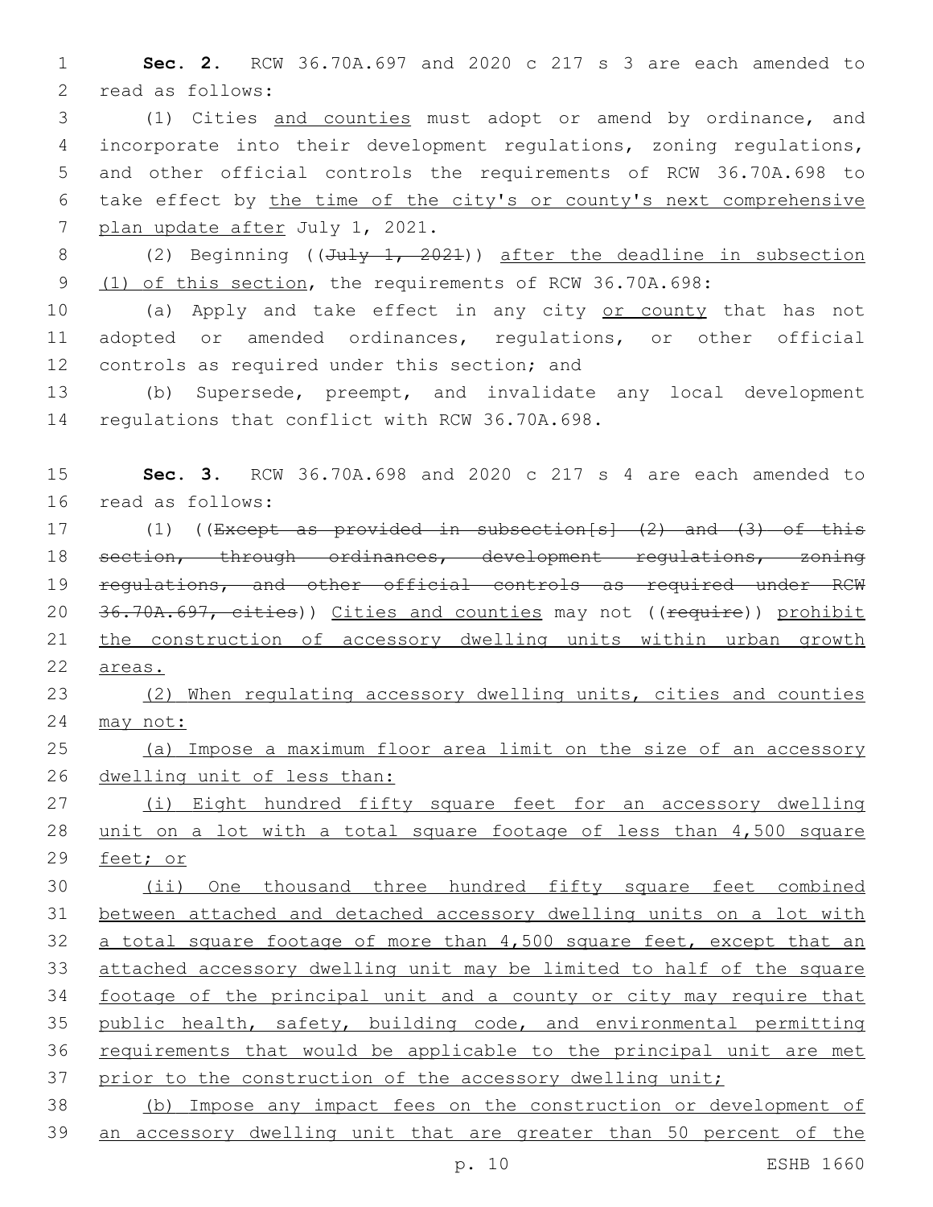**Sec. 2.** RCW 36.70A.697 and 2020 c 217 s 3 are each amended to read as follows:

(1) Cities and counties must adopt or amend by ordinance, and incorporate into their development regulations, zoning regulations, and other official controls the requirements of RCW 36.70A.698 to take effect by the time of the city's or county's next comprehensive plan update after July 1, 2021.

(2) Beginning ((~~July 1, 2021~~)) after the deadline in subsection (1) of this section, the requirements of RCW 36.70A.698:

(a) Apply and take effect in any city or county that has not adopted or amended ordinances, regulations, or other official controls as required under this section; and

(b) Supersede, preempt, and invalidate any local development regulations that conflict with RCW 36.70A.698.

**Sec. 3.** RCW 36.70A.698 and 2020 c 217 s 4 are each amended to read as follows:

(1) ((~~Except as provided in subsection[s] (2) and (3) of this section, through ordinances, development regulations, zoning regulations, and other official controls as required under RCW 36.70A.697, cities~~)) Cities and counties may not ((~~require~~)) prohibit the construction of accessory dwelling units within urban growth areas.

(2) When regulating accessory dwelling units, cities and counties may not:

(a) Impose a maximum floor area limit on the size of an accessory dwelling unit of less than:

(i) Eight hundred fifty square feet for an accessory dwelling unit on a lot with a total square footage of less than 4,500 square feet; or

(ii) One thousand three hundred fifty square feet combined between attached and detached accessory dwelling units on a lot with a total square footage of more than 4,500 square feet, except that an attached accessory dwelling unit may be limited to half of the square footage of the principal unit and a county or city may require that public health, safety, building code, and environmental permitting requirements that would be applicable to the principal unit are met prior to the construction of the accessory dwelling unit;

(b) Impose any impact fees on the construction or development of an accessory dwelling unit that are greater than 50 percent of the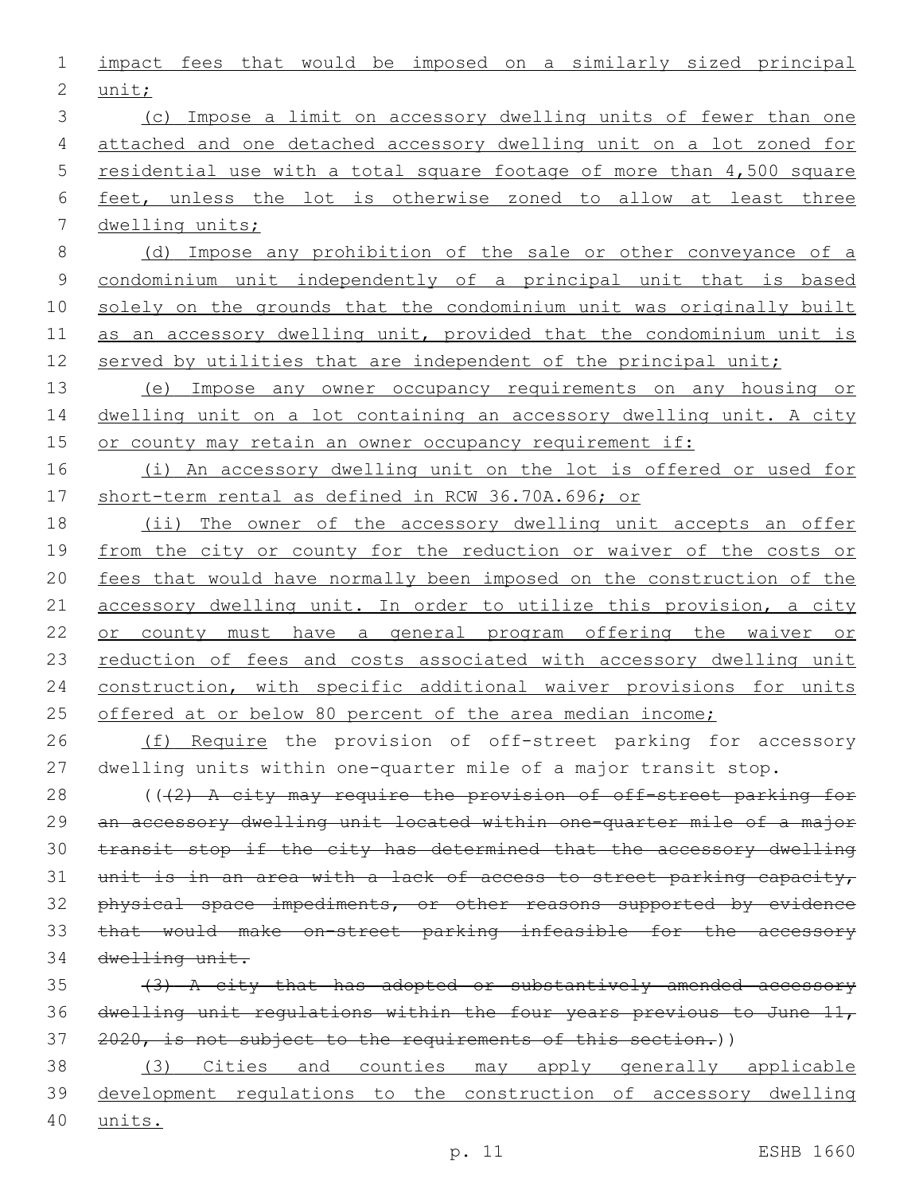impact fees that would be imposed on a similarly sized principal unit;

(c) Impose a limit on accessory dwelling units of fewer than one attached and one detached accessory dwelling unit on a lot zoned for residential use with a total square footage of more than 4,500 square feet, unless the lot is otherwise zoned to allow at least three dwelling units;

(d) Impose any prohibition of the sale or other conveyance of a condominium unit independently of a principal unit that is based solely on the grounds that the condominium unit was originally built as an accessory dwelling unit, provided that the condominium unit is served by utilities that are independent of the principal unit;

(e) Impose any owner occupancy requirements on any housing or dwelling unit on a lot containing an accessory dwelling unit. A city or county may retain an owner occupancy requirement if:

(i) An accessory dwelling unit on the lot is offered or used for short-term rental as defined in RCW 36.70A.696; or

(ii) The owner of the accessory dwelling unit accepts an offer from the city or county for the reduction or waiver of the costs or fees that would have normally been imposed on the construction of the accessory dwelling unit. In order to utilize this provision, a city or county must have a general program offering the waiver or reduction of fees and costs associated with accessory dwelling unit construction, with specific additional waiver provisions for units offered at or below 80 percent of the area median income;

(f) Require the provision of off-street parking for accessory dwelling units within one-quarter mile of a major transit stop.

((~~(2) A city may require the provision of off-street parking for an accessory dwelling unit located within one-quarter mile of a major transit stop if the city has determined that the accessory dwelling unit is in an area with a lack of access to street parking capacity, physical space impediments, or other reasons supported by evidence that would make on-street parking infeasible for the accessory dwelling unit.~~

~~(3) A city that has adopted or substantively amended accessory dwelling unit regulations within the four years previous to June 11, 2020, is not subject to the requirements of this section.~~))

(3) Cities and counties may apply generally applicable development regulations to the construction of accessory dwelling units.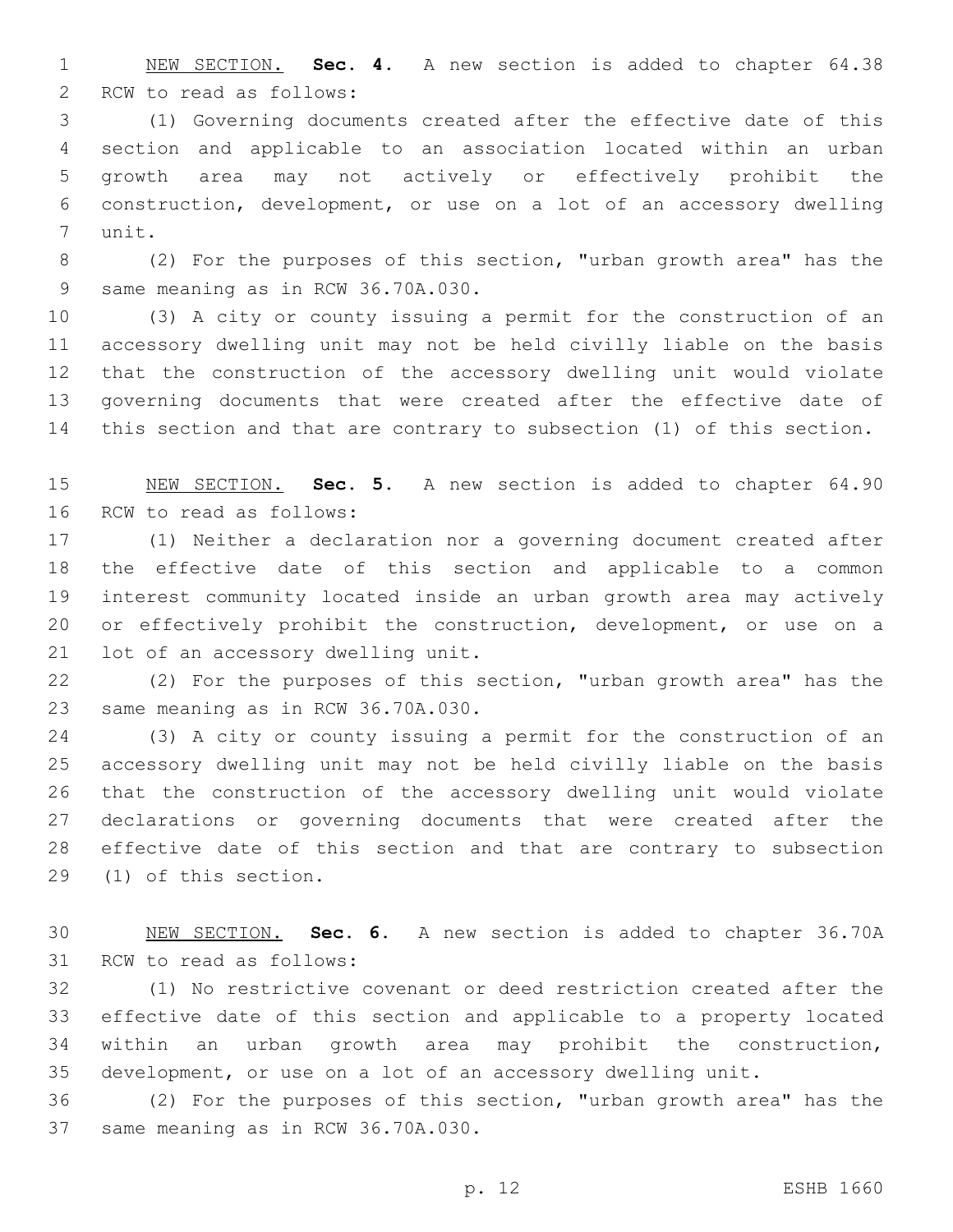NEW SECTION. **Sec. 4.** A new section is added to chapter 64.38 RCW to read as follows:

(1) Governing documents created after the effective date of this section and applicable to an association located within an urban growth area may not actively or effectively prohibit the construction, development, or use on a lot of an accessory dwelling unit.

(2) For the purposes of this section, "urban growth area" has the same meaning as in RCW 36.70A.030.

(3) A city or county issuing a permit for the construction of an accessory dwelling unit may not be held civilly liable on the basis that the construction of the accessory dwelling unit would violate governing documents that were created after the effective date of this section and that are contrary to subsection (1) of this section.

NEW SECTION. **Sec. 5.** A new section is added to chapter 64.90 RCW to read as follows:

(1) Neither a declaration nor a governing document created after the effective date of this section and applicable to a common interest community located inside an urban growth area may actively or effectively prohibit the construction, development, or use on a lot of an accessory dwelling unit.

(2) For the purposes of this section, "urban growth area" has the same meaning as in RCW 36.70A.030.

(3) A city or county issuing a permit for the construction of an accessory dwelling unit may not be held civilly liable on the basis that the construction of the accessory dwelling unit would violate declarations or governing documents that were created after the effective date of this section and that are contrary to subsection (1) of this section.

NEW SECTION. **Sec. 6.** A new section is added to chapter 36.70A RCW to read as follows:

(1) No restrictive covenant or deed restriction created after the effective date of this section and applicable to a property located within an urban growth area may prohibit the construction, development, or use on a lot of an accessory dwelling unit.

(2) For the purposes of this section, "urban growth area" has the same meaning as in RCW 36.70A.030.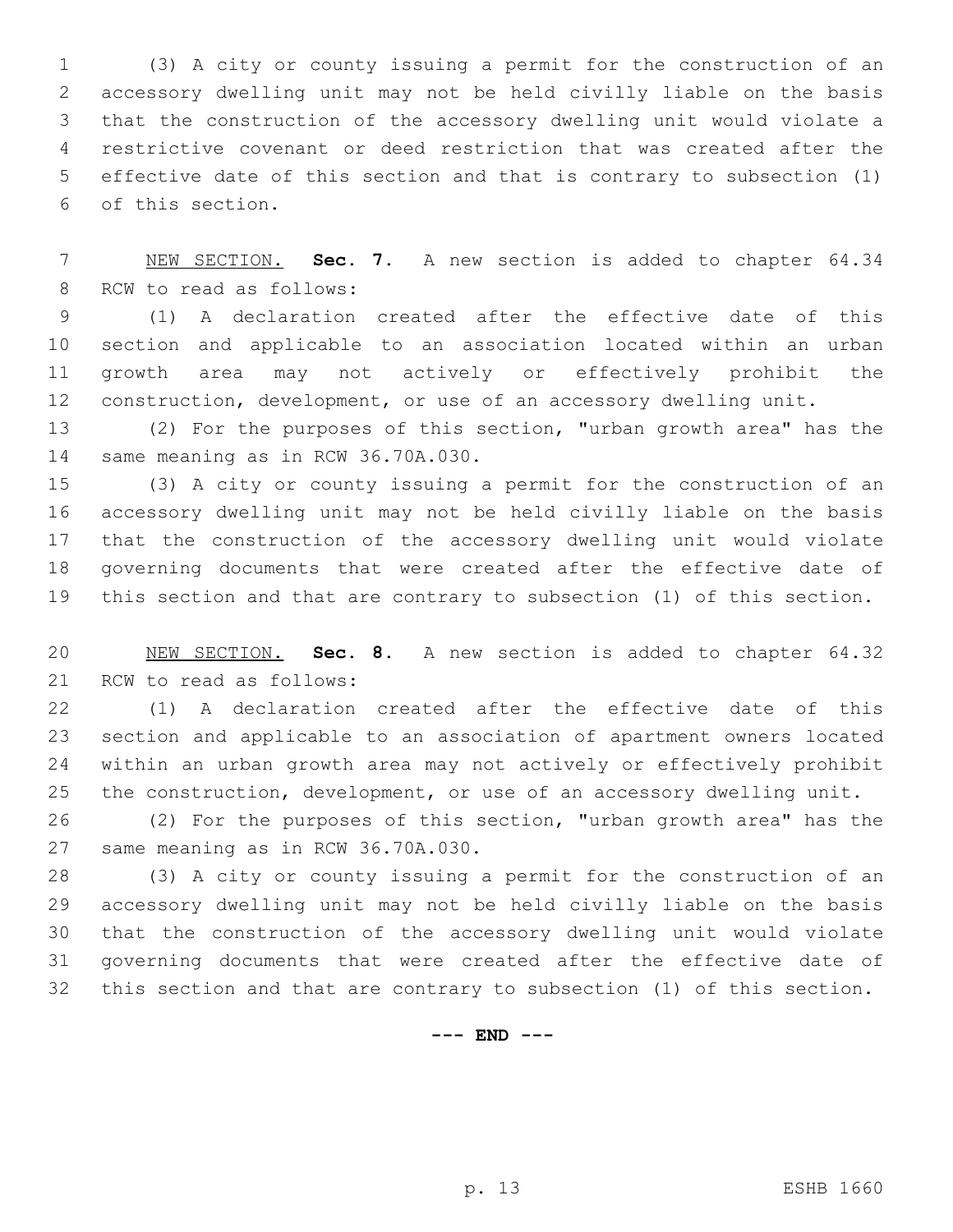(3) A city or county issuing a permit for the construction of an accessory dwelling unit may not be held civilly liable on the basis that the construction of the accessory dwelling unit would violate a restrictive covenant or deed restriction that was created after the effective date of this section and that is contrary to subsection (1) of this section.

NEW SECTION. **Sec. 7.** A new section is added to chapter 64.34 RCW to read as follows:

(1) A declaration created after the effective date of this section and applicable to an association located within an urban growth area may not actively or effectively prohibit the construction, development, or use of an accessory dwelling unit.

(2) For the purposes of this section, "urban growth area" has the same meaning as in RCW 36.70A.030.

(3) A city or county issuing a permit for the construction of an accessory dwelling unit may not be held civilly liable on the basis that the construction of the accessory dwelling unit would violate governing documents that were created after the effective date of this section and that are contrary to subsection (1) of this section.

NEW SECTION. **Sec. 8.** A new section is added to chapter 64.32 RCW to read as follows:

(1) A declaration created after the effective date of this section and applicable to an association of apartment owners located within an urban growth area may not actively or effectively prohibit the construction, development, or use of an accessory dwelling unit.

(2) For the purposes of this section, "urban growth area" has the same meaning as in RCW 36.70A.030.

(3) A city or county issuing a permit for the construction of an accessory dwelling unit may not be held civilly liable on the basis that the construction of the accessory dwelling unit would violate governing documents that were created after the effective date of this section and that are contrary to subsection (1) of this section.

**--- END ---**